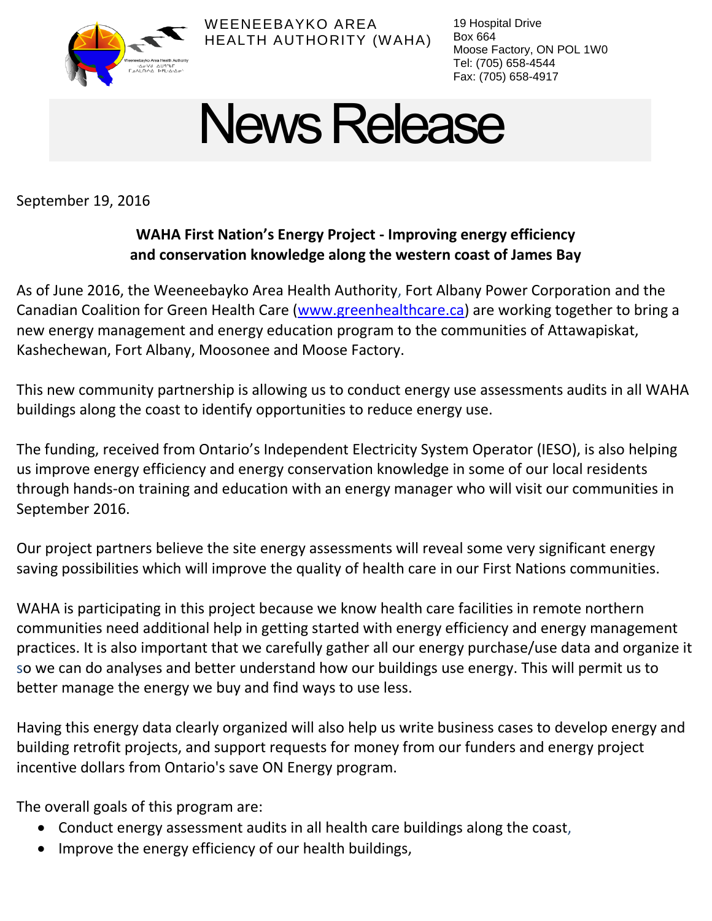WEENEEBAYKO AREA HEALTH AUTHORITY (WAHA)

19 Hospital Drive
Box 664
Moose Factory, ON POL 1W0
Tel: (705) 658-4544
Fax: (705) 658-4917

# News Release

September 19, 2016

**WAHA First Nation's Energy Project - Improving energy efficiency and conservation knowledge along the western coast of James Bay**

As of June 2016, the Weeneebayko Area Health Authority, Fort Albany Power Corporation and the Canadian Coalition for Green Health Care (www.greenhealthcare.ca) are working together to bring a new energy management and energy education program to the communities of Attawapiskat, Kashechewan, Fort Albany, Moosonee and Moose Factory.

This new community partnership is allowing us to conduct energy use assessments audits in all WAHA buildings along the coast to identify opportunities to reduce energy use.

The funding, received from Ontario's Independent Electricity System Operator (IESO), is also helping us improve energy efficiency and energy conservation knowledge in some of our local residents through hands-on training and education with an energy manager who will visit our communities in September 2016.

Our project partners believe the site energy assessments will reveal some very significant energy saving possibilities which will improve the quality of health care in our First Nations communities.

WAHA is participating in this project because we know health care facilities in remote northern communities need additional help in getting started with energy efficiency and energy management practices. It is also important that we carefully gather all our energy purchase/use data and organize it so we can do analyses and better understand how our buildings use energy. This will permit us to better manage the energy we buy and find ways to use less.

Having this energy data clearly organized will also help us write business cases to develop energy and building retrofit projects, and support requests for money from our funders and energy project incentive dollars from Ontario's save ON Energy program.

The overall goals of this program are:

- Conduct energy assessment audits in all health care buildings along the coast,
- Improve the energy efficiency of our health buildings,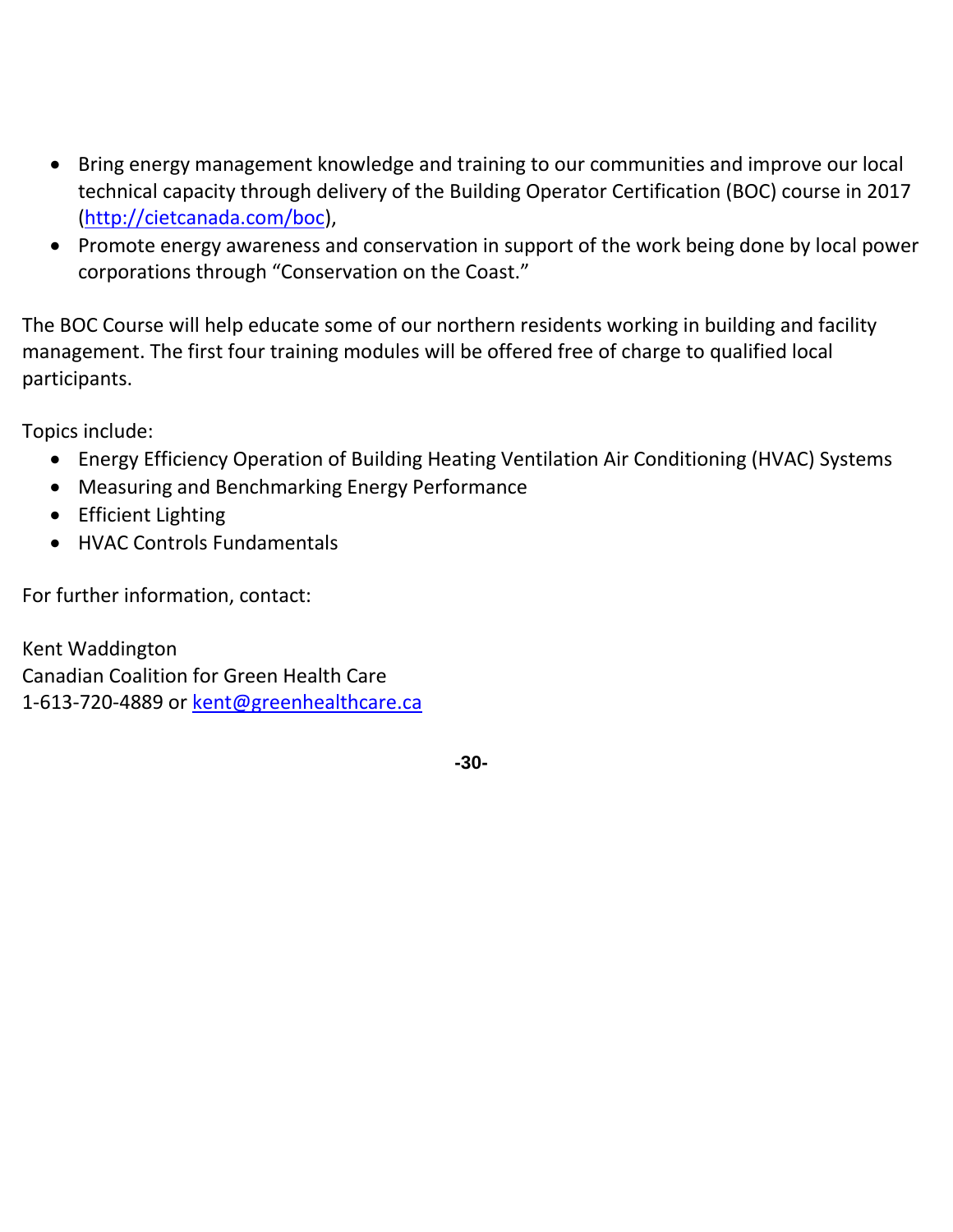- Bring energy management knowledge and training to our communities and improve our local technical capacity through delivery of the Building Operator Certification (BOC) course in 2017 (http://cietcanada.com/boc),
- Promote energy awareness and conservation in support of the work being done by local power corporations through "Conservation on the Coast."

The BOC Course will help educate some of our northern residents working in building and facility management. The first four training modules will be offered free of charge to qualified local participants.

Topics include:

- Energy Efficiency Operation of Building Heating Ventilation Air Conditioning (HVAC) Systems
- Measuring and Benchmarking Energy Performance
- Efficient Lighting
- HVAC Controls Fundamentals

For further information, contact:

Kent Waddington
Canadian Coalition for Green Health Care
1-613-720-4889 or kent@greenhealthcare.ca

**-30-**